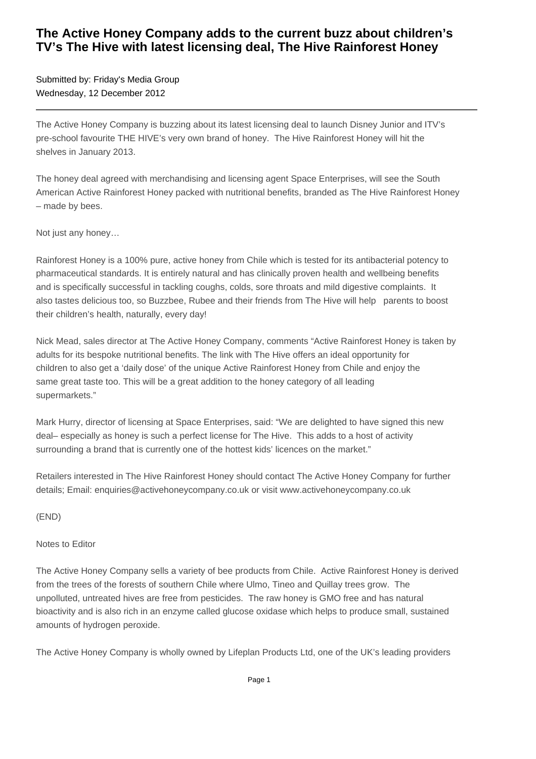# The Active Honey Company adds to the current buzz about children's TV's The Hive with latest licensing deal, The Hive Rainforest Honey

Submitted by: Friday's Media Group
Wednesday, 12 December 2012

---

The Active Honey Company is buzzing about its latest licensing deal to launch Disney Junior and ITV's pre-school favourite THE HIVE's very own brand of honey. The Hive Rainforest Honey will hit the shelves in January 2013.

The honey deal agreed with merchandising and licensing agent Space Enterprises, will see the South American Active Rainforest Honey packed with nutritional benefits, branded as The Hive Rainforest Honey – made by bees.

Not just any honey…

Rainforest Honey is a 100% pure, active honey from Chile which is tested for its antibacterial potency to pharmaceutical standards. It is entirely natural and has clinically proven health and wellbeing benefits and is specifically successful in tackling coughs, colds, sore throats and mild digestive complaints. It also tastes delicious too, so Buzzbee, Rubee and their friends from The Hive will help parents to boost their children's health, naturally, every day!

Nick Mead, sales director at The Active Honey Company, comments "Active Rainforest Honey is taken by adults for its bespoke nutritional benefits. The link with The Hive offers an ideal opportunity for children to also get a 'daily dose' of the unique Active Rainforest Honey from Chile and enjoy the same great taste too. This will be a great addition to the honey category of all leading supermarkets."

Mark Hurry, director of licensing at Space Enterprises, said: "We are delighted to have signed this new deal– especially as honey is such a perfect license for The Hive. This adds to a host of activity surrounding a brand that is currently one of the hottest kids' licences on the market."

Retailers interested in The Hive Rainforest Honey should contact The Active Honey Company for further details; Email: enquiries@activehoneycompany.co.uk or visit www.activehoneycompany.co.uk

(END)

Notes to Editor

The Active Honey Company sells a variety of bee products from Chile. Active Rainforest Honey is derived from the trees of the forests of southern Chile where Ulmo, Tineo and Quillay trees grow. The unpolluted, untreated hives are free from pesticides. The raw honey is GMO free and has natural bioactivity and is also rich in an enzyme called glucose oxidase which helps to produce small, sustained amounts of hydrogen peroxide.

The Active Honey Company is wholly owned by Lifeplan Products Ltd, one of the UK's leading providers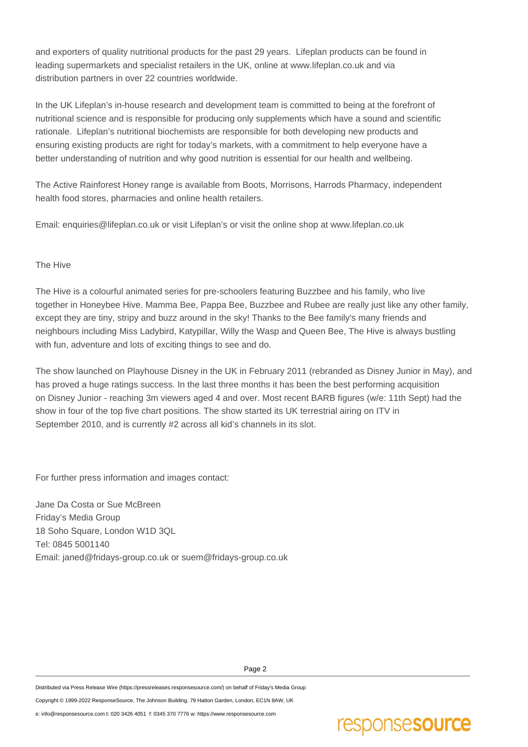and exporters of quality nutritional products for the past 29 years. Lifeplan products can be found in leading supermarkets and specialist retailers in the UK, online at www.lifeplan.co.uk and via distribution partners in over 22 countries worldwide.

In the UK Lifeplan's in-house research and development team is committed to being at the forefront of nutritional science and is responsible for producing only supplements which have a sound and scientific rationale. Lifeplan's nutritional biochemists are responsible for both developing new products and ensuring existing products are right for today's markets, with a commitment to help everyone have a better understanding of nutrition and why good nutrition is essential for our health and wellbeing.

The Active Rainforest Honey range is available from Boots, Morrisons, Harrods Pharmacy, independent health food stores, pharmacies and online health retailers.

Email: enquiries@lifeplan.co.uk or visit Lifeplan's or visit the online shop at www.lifeplan.co.uk

The Hive

The Hive is a colourful animated series for pre-schoolers featuring Buzzbee and his family, who live together in Honeybee Hive. Mamma Bee, Pappa Bee, Buzzbee and Rubee are really just like any other family, except they are tiny, stripy and buzz around in the sky! Thanks to the Bee family's many friends and neighbours including Miss Ladybird, Katypillar, Willy the Wasp and Queen Bee, The Hive is always bustling with fun, adventure and lots of exciting things to see and do.

The show launched on Playhouse Disney in the UK in February 2011 (rebranded as Disney Junior in May), and has proved a huge ratings success. In the last three months it has been the best performing acquisition on Disney Junior - reaching 3m viewers aged 4 and over. Most recent BARB figures (w/e: 11th Sept) had the show in four of the top five chart positions. The show started its UK terrestrial airing on ITV in September 2010, and is currently #2 across all kid's channels in its slot.

For further press information and images contact:

Jane Da Costa or Sue McBreen
Friday's Media Group
18 Soho Square, London W1D 3QL
Tel: 0845 5001140
Email: janed@fridays-group.co.uk or suem@fridays-group.co.uk